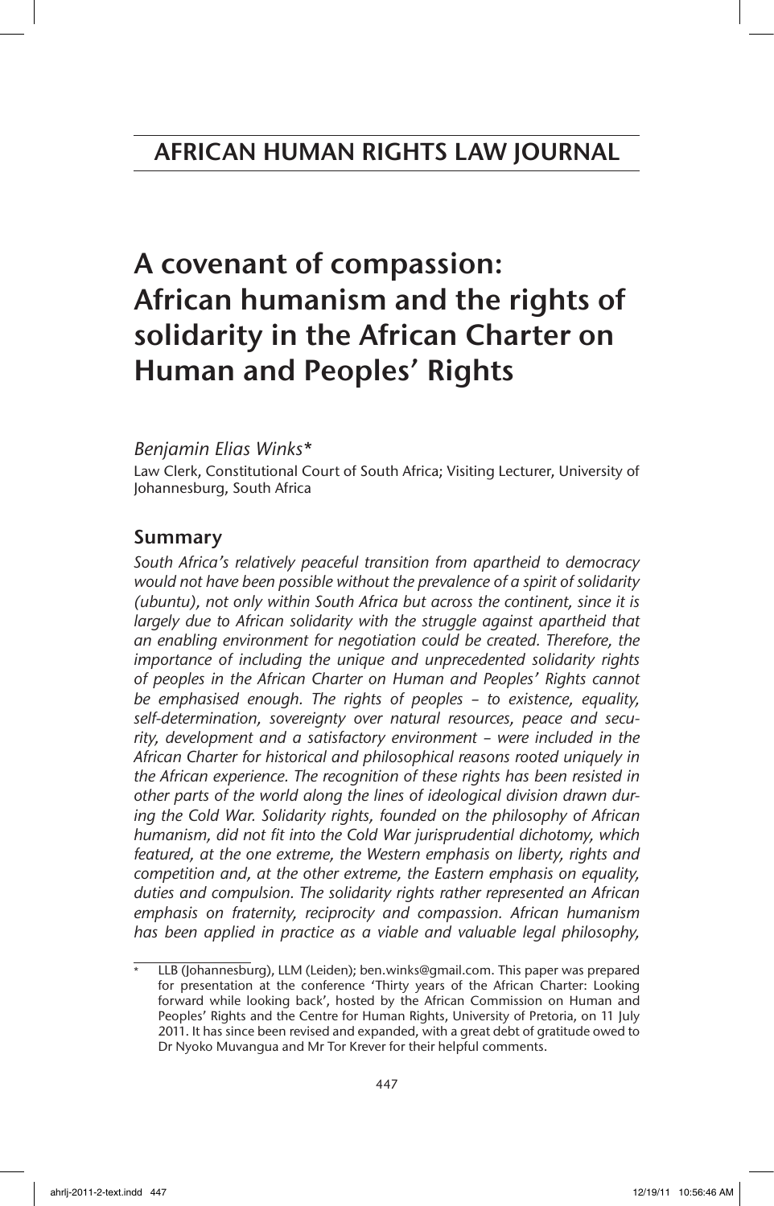# AFRICAN HUMAN RIGHTS LAW JOURNAL

# A covenant of compassion: African humanism and the rights of solidarity in the African Charter on Human and Peoples' Rights

*Benjamin Elias Winks**

Law Clerk, Constitutional Court of South Africa; Visiting Lecturer, University of Johannesburg, South Africa

## Summary

*South Africa's relatively peaceful transition from apartheid to democracy would not have been possible without the prevalence of a spirit of solidarity (ubuntu), not only within South Africa but across the continent, since it is largely due to African solidarity with the struggle against apartheid that an enabling environment for negotiation could be created. Therefore, the importance of including the unique and unprecedented solidarity rights of peoples in the African Charter on Human and Peoples' Rights cannot be emphasised enough. The rights of peoples – to existence, equality, self-determination, sovereignty over natural resources, peace and security, development and a satisfactory environment – were included in the African Charter for historical and philosophical reasons rooted uniquely in the African experience. The recognition of these rights has been resisted in other parts of the world along the lines of ideological division drawn during the Cold War. Solidarity rights, founded on the philosophy of African humanism, did not fit into the Cold War jurisprudential dichotomy, which featured, at the one extreme, the Western emphasis on liberty, rights and competition and, at the other extreme, the Eastern emphasis on equality, duties and compulsion. The solidarity rights rather represented an African emphasis on fraternity, reciprocity and compassion. African humanism has been applied in practice as a viable and valuable legal philosophy,*

\* LLB (Johannesburg), LLM (Leiden); ben.winks@gmail.com. This paper was prepared for presentation at the conference 'Thirty years of the African Charter: Looking forward while looking back', hosted by the African Commission on Human and Peoples' Rights and the Centre for Human Rights, University of Pretoria, on 11 July 2011. It has since been revised and expanded, with a great debt of gratitude owed to Dr Nyoko Muvangua and Mr Tor Krever for their helpful comments.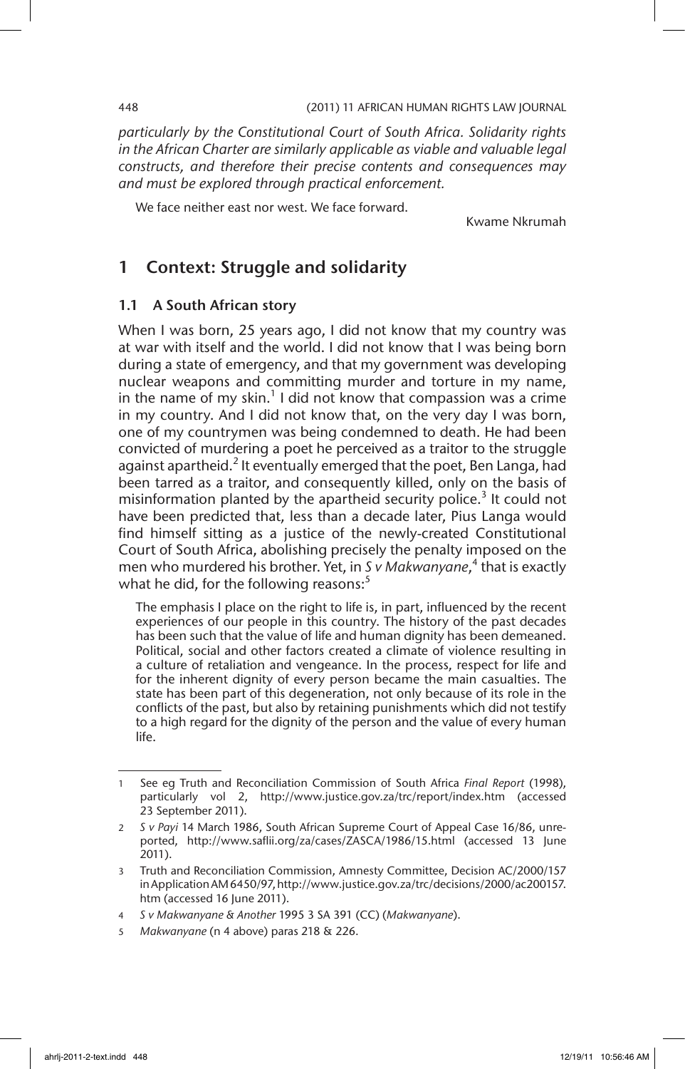*particularly by the Constitutional Court of South Africa. Solidarity rights in the African Charter are similarly applicable as viable and valuable legal constructs, and therefore their precise contents and consequences may and must be explored through practical enforcement.*

We face neither east nor west. We face forward.

Kwame Nkrumah

## 1 Context: Struggle and solidarity

### 1.1 A South African story

When I was born, 25 years ago, I did not know that my country was at war with itself and the world. I did not know that I was being born during a state of emergency, and that my government was developing nuclear weapons and committing murder and torture in my name, in the name of my skin.[1] I did not know that compassion was a crime in my country. And I did not know that, on the very day I was born, one of my countrymen was being condemned to death. He had been convicted of murdering a poet he perceived as a traitor to the struggle against apartheid.[2] It eventually emerged that the poet, Ben Langa, had been tarred as a traitor, and consequently killed, only on the basis of misinformation planted by the apartheid security police.[3] It could not have been predicted that, less than a decade later, Pius Langa would find himself sitting as a justice of the newly-created Constitutional Court of South Africa, abolishing precisely the penalty imposed on the men who murdered his brother. Yet, in *S v Makwanyane*,[4] that is exactly what he did, for the following reasons:[5]

> The emphasis I place on the right to life is, in part, influenced by the recent experiences of our people in this country. The history of the past decades has been such that the value of life and human dignity has been demeaned. Political, social and other factors created a climate of violence resulting in a culture of retaliation and vengeance. In the process, respect for life and for the inherent dignity of every person became the main casualties. The state has been part of this degeneration, not only because of its role in the conflicts of the past, but also by retaining punishments which did not testify to a high regard for the dignity of the person and the value of every human life.

---

1 See eg Truth and Reconciliation Commission of South Africa *Final Report* (1998), particularly vol 2, http://www.justice.gov.za/trc/report/index.htm (accessed 23 September 2011).

2 *S v Payi* 14 March 1986, South African Supreme Court of Appeal Case 16/86, unreported, http://www.saflii.org/za/cases/ZASCA/1986/15.html (accessed 13 June 2011).

3 Truth and Reconciliation Commission, Amnesty Committee, Decision AC/2000/157 in Application AM 6450/97, http://www.justice.gov.za/trc/decisions/2000/ac200157.htm (accessed 16 June 2011).

4 *S v Makwanyane & Another* 1995 3 SA 391 (CC) (*Makwanyane*).

5 *Makwanyane* (n 4 above) paras 218 & 226.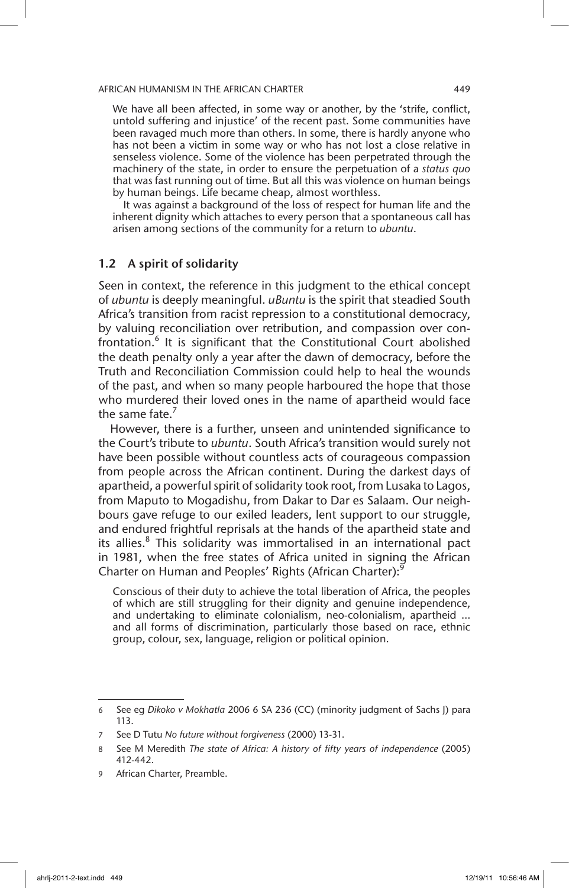We have all been affected, in some way or another, by the 'strife, conflict, untold suffering and injustice' of the recent past. Some communities have been ravaged much more than others. In some, there is hardly anyone who has not been a victim in some way or who has not lost a close relative in senseless violence. Some of the violence has been perpetrated through the machinery of the state, in order to ensure the perpetuation of a *status quo* that was fast running out of time. But all this was violence on human beings by human beings. Life became cheap, almost worthless.

It was against a background of the loss of respect for human life and the inherent dignity which attaches to every person that a spontaneous call has arisen among sections of the community for a return to *ubuntu*.

## 1.2 A spirit of solidarity

Seen in context, the reference in this judgment to the ethical concept of *ubuntu* is deeply meaningful. *uBuntu* is the spirit that steadied South Africa's transition from racist repression to a constitutional democracy, by valuing reconciliation over retribution, and compassion over confrontation.[6] It is significant that the Constitutional Court abolished the death penalty only a year after the dawn of democracy, before the Truth and Reconciliation Commission could help to heal the wounds of the past, and when so many people harboured the hope that those who murdered their loved ones in the name of apartheid would face the same fate.[7]

However, there is a further, unseen and unintended significance to the Court's tribute to *ubuntu*. South Africa's transition would surely not have been possible without countless acts of courageous compassion from people across the African continent. During the darkest days of apartheid, a powerful spirit of solidarity took root, from Lusaka to Lagos, from Maputo to Mogadishu, from Dakar to Dar es Salaam. Our neighbours gave refuge to our exiled leaders, lent support to our struggle, and endured frightful reprisals at the hands of the apartheid state and its allies.[8] This solidarity was immortalised in an international pact in 1981, when the free states of Africa united in signing the African Charter on Human and Peoples' Rights (African Charter):[9]

> Conscious of their duty to achieve the total liberation of Africa, the peoples of which are still struggling for their dignity and genuine independence, and undertaking to eliminate colonialism, neo-colonialism, apartheid ... and all forms of discrimination, particularly those based on race, ethnic group, colour, sex, language, religion or political opinion.

---

6 See eg *Dikoko v Mokhatla* 2006 6 SA 236 (CC) (minority judgment of Sachs J) para 113.

7 See D Tutu *No future without forgiveness* (2000) 13-31.

8 See M Meredith *The state of Africa: A history of fifty years of independence* (2005) 412-442.

9 African Charter, Preamble.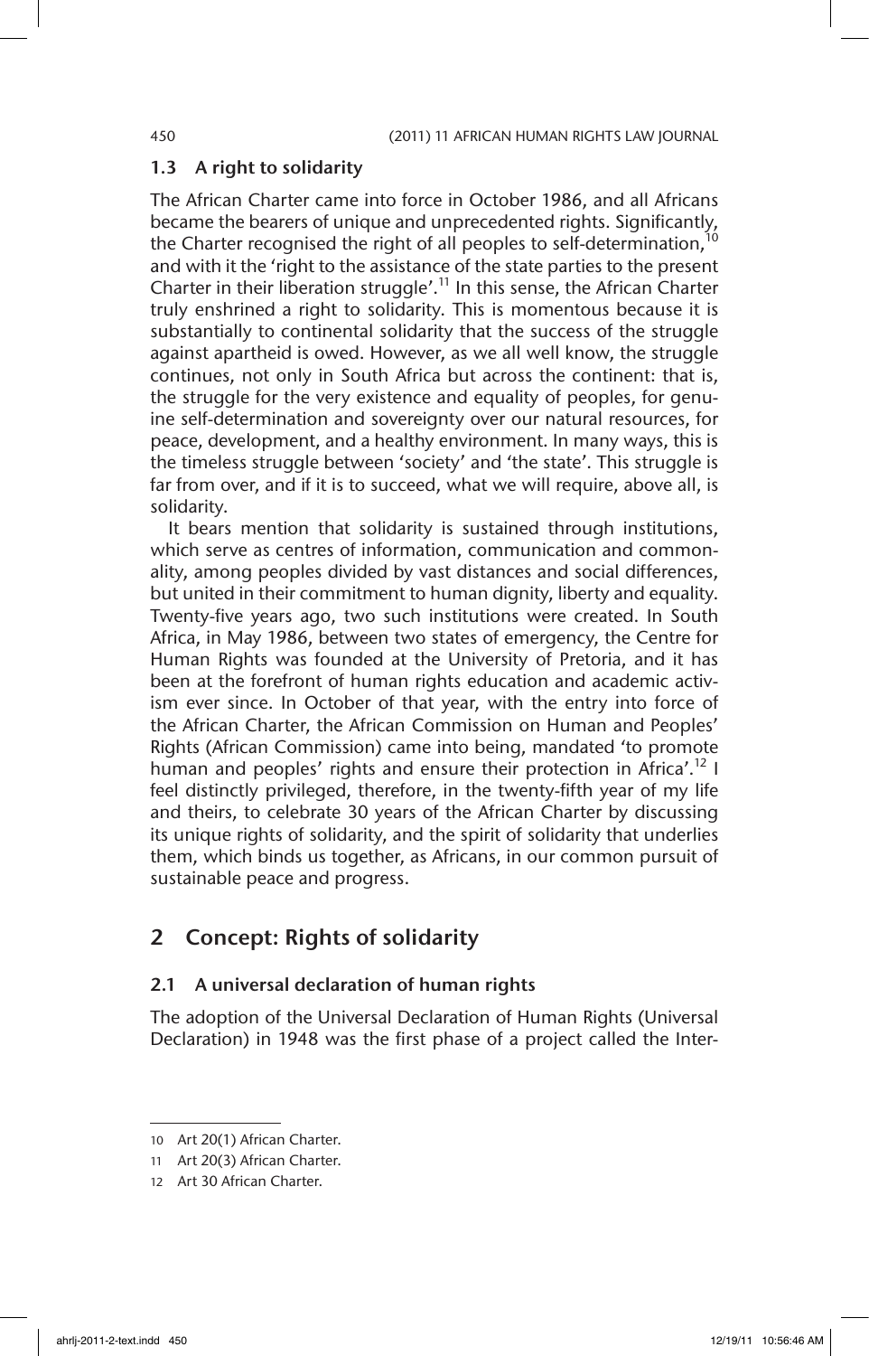### 1.3 A right to solidarity

The African Charter came into force in October 1986, and all Africans became the bearers of unique and unprecedented rights. Significantly, the Charter recognised the right of all peoples to self-determination,[10] and with it the 'right to the assistance of the state parties to the present Charter in their liberation struggle'.[11] In this sense, the African Charter truly enshrined a right to solidarity. This is momentous because it is substantially to continental solidarity that the success of the struggle against apartheid is owed. However, as we all well know, the struggle continues, not only in South Africa but across the continent: that is, the struggle for the very existence and equality of peoples, for genuine self-determination and sovereignty over our natural resources, for peace, development, and a healthy environment. In many ways, this is the timeless struggle between 'society' and 'the state'. This struggle is far from over, and if it is to succeed, what we will require, above all, is solidarity.

It bears mention that solidarity is sustained through institutions, which serve as centres of information, communication and commonality, among peoples divided by vast distances and social differences, but united in their commitment to human dignity, liberty and equality. Twenty-five years ago, two such institutions were created. In South Africa, in May 1986, between two states of emergency, the Centre for Human Rights was founded at the University of Pretoria, and it has been at the forefront of human rights education and academic activism ever since. In October of that year, with the entry into force of the African Charter, the African Commission on Human and Peoples' Rights (African Commission) came into being, mandated 'to promote human and peoples' rights and ensure their protection in Africa'.[12] I feel distinctly privileged, therefore, in the twenty-fifth year of my life and theirs, to celebrate 30 years of the African Charter by discussing its unique rights of solidarity, and the spirit of solidarity that underlies them, which binds us together, as Africans, in our common pursuit of sustainable peace and progress.

## 2 Concept: Rights of solidarity

### 2.1 A universal declaration of human rights

The adoption of the Universal Declaration of Human Rights (Universal Declaration) in 1948 was the first phase of a project called the Inter-

---

10 Art 20(1) African Charter.

11 Art 20(3) African Charter.

12 Art 30 African Charter.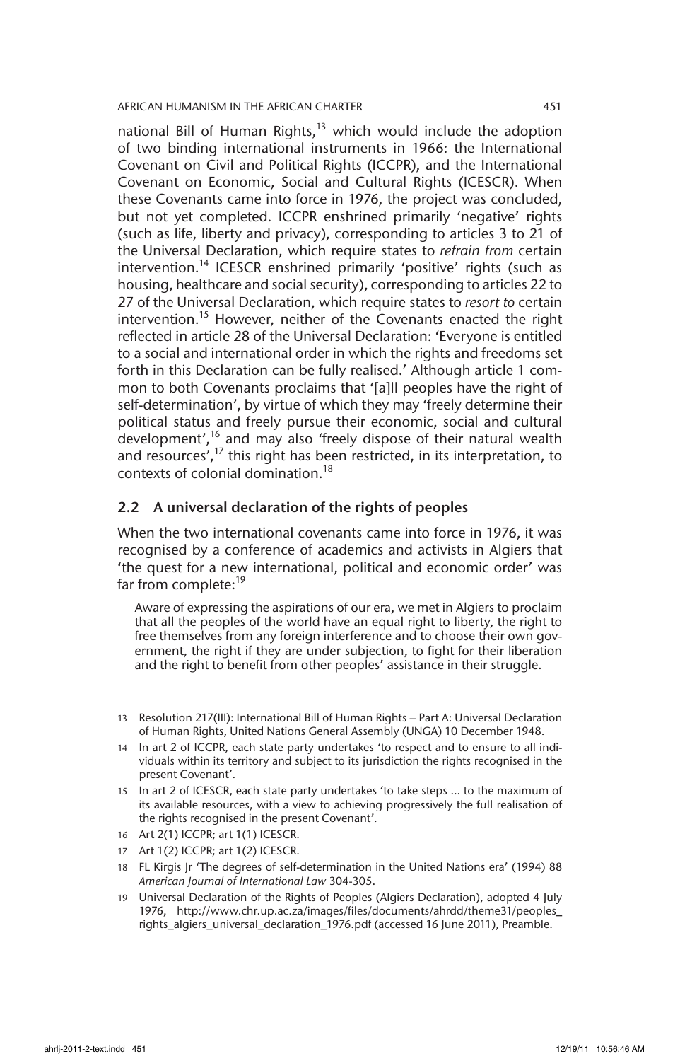national Bill of Human Rights,[13] which would include the adoption of two binding international instruments in 1966: the International Covenant on Civil and Political Rights (ICCPR), and the International Covenant on Economic, Social and Cultural Rights (ICESCR). When these Covenants came into force in 1976, the project was concluded, but not yet completed. ICCPR enshrined primarily 'negative' rights (such as life, liberty and privacy), corresponding to articles 3 to 21 of the Universal Declaration, which require states to *refrain from* certain intervention.[14] ICESCR enshrined primarily 'positive' rights (such as housing, healthcare and social security), corresponding to articles 22 to 27 of the Universal Declaration, which require states to *resort to* certain intervention.[15] However, neither of the Covenants enacted the right reflected in article 28 of the Universal Declaration: 'Everyone is entitled to a social and international order in which the rights and freedoms set forth in this Declaration can be fully realised.' Although article 1 common to both Covenants proclaims that '[a]ll peoples have the right of self-determination', by virtue of which they may 'freely determine their political status and freely pursue their economic, social and cultural development',[16] and may also 'freely dispose of their natural wealth and resources',[17] this right has been restricted, in its interpretation, to contexts of colonial domination.[18]

## 2.2 A universal declaration of the rights of peoples

When the two international covenants came into force in 1976, it was recognised by a conference of academics and activists in Algiers that 'the quest for a new international, political and economic order' was far from complete:[19]

> Aware of expressing the aspirations of our era, we met in Algiers to proclaim that all the peoples of the world have an equal right to liberty, the right to free themselves from any foreign interference and to choose their own government, the right if they are under subjection, to fight for their liberation and the right to benefit from other peoples' assistance in their struggle.

---

13 Resolution 217(III): International Bill of Human Rights – Part A: Universal Declaration of Human Rights, United Nations General Assembly (UNGA) 10 December 1948.

14 In art 2 of ICCPR, each state party undertakes 'to respect and to ensure to all individuals within its territory and subject to its jurisdiction the rights recognised in the present Covenant'.

15 In art 2 of ICESCR, each state party undertakes 'to take steps ... to the maximum of its available resources, with a view to achieving progressively the full realisation of the rights recognised in the present Covenant'.

16 Art 2(1) ICCPR; art 1(1) ICESCR.

17 Art 1(2) ICCPR; art 1(2) ICESCR.

18 FL Kirgis Jr 'The degrees of self-determination in the United Nations era' (1994) 88 *American Journal of International Law* 304-305.

19 Universal Declaration of the Rights of Peoples (Algiers Declaration), adopted 4 July 1976, http://www.chr.up.ac.za/images/files/documents/ahrdd/theme31/peoples_rights_algiers_universal_declaration_1976.pdf (accessed 16 June 2011), Preamble.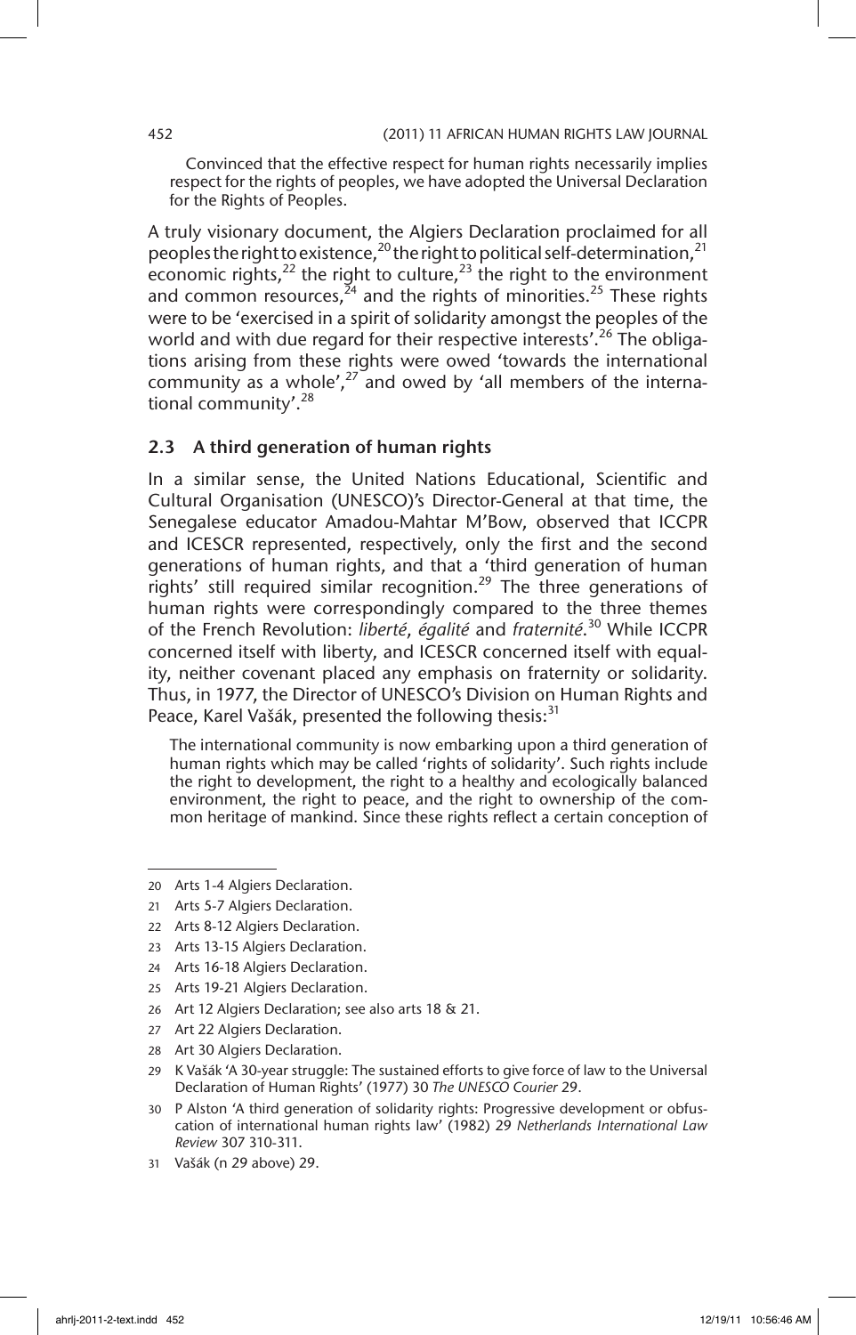> Convinced that the effective respect for human rights necessarily implies respect for the rights of peoples, we have adopted the Universal Declaration for the Rights of Peoples.

A truly visionary document, the Algiers Declaration proclaimed for all peoples the right to existence,[20] the right to political self-determination,[21] economic rights,[22] the right to culture,[23] the right to the environment and common resources,[24] and the rights of minorities.[25] These rights were to be 'exercised in a spirit of solidarity amongst the peoples of the world and with due regard for their respective interests'.[26] The obligations arising from these rights were owed 'towards the international community as a whole',[27] and owed by 'all members of the international community'.[28]

## 2.3 A third generation of human rights

In a similar sense, the United Nations Educational, Scientific and Cultural Organisation (UNESCO)'s Director-General at that time, the Senegalese educator Amadou-Mahtar M'Bow, observed that ICCPR and ICESCR represented, respectively, only the first and the second generations of human rights, and that a 'third generation of human rights' still required similar recognition.[29] The three generations of human rights were correspondingly compared to the three themes of the French Revolution: *liberté*, *égalité* and *fraternité*.[30] While ICCPR concerned itself with liberty, and ICESCR concerned itself with equality, neither covenant placed any emphasis on fraternity or solidarity. Thus, in 1977, the Director of UNESCO's Division on Human Rights and Peace, Karel Vašák, presented the following thesis:[31]

> The international community is now embarking upon a third generation of human rights which may be called 'rights of solidarity'. Such rights include the right to development, the right to a healthy and ecologically balanced environment, the right to peace, and the right to ownership of the common heritage of mankind. Since these rights reflect a certain conception of

---

20 Arts 1-4 Algiers Declaration.

21 Arts 5-7 Algiers Declaration.

22 Arts 8-12 Algiers Declaration.

23 Arts 13-15 Algiers Declaration.

24 Arts 16-18 Algiers Declaration.

25 Arts 19-21 Algiers Declaration.

26 Art 12 Algiers Declaration; see also arts 18 & 21.

27 Art 22 Algiers Declaration.

28 Art 30 Algiers Declaration.

29 K Vašák 'A 30-year struggle: The sustained efforts to give force of law to the Universal Declaration of Human Rights' (1977) 30 *The UNESCO Courier* 29.

30 P Alston 'A third generation of solidarity rights: Progressive development or obfuscation of international human rights law' (1982) 29 *Netherlands International Law Review* 307 310-311.

31 Vašák (n 29 above) 29.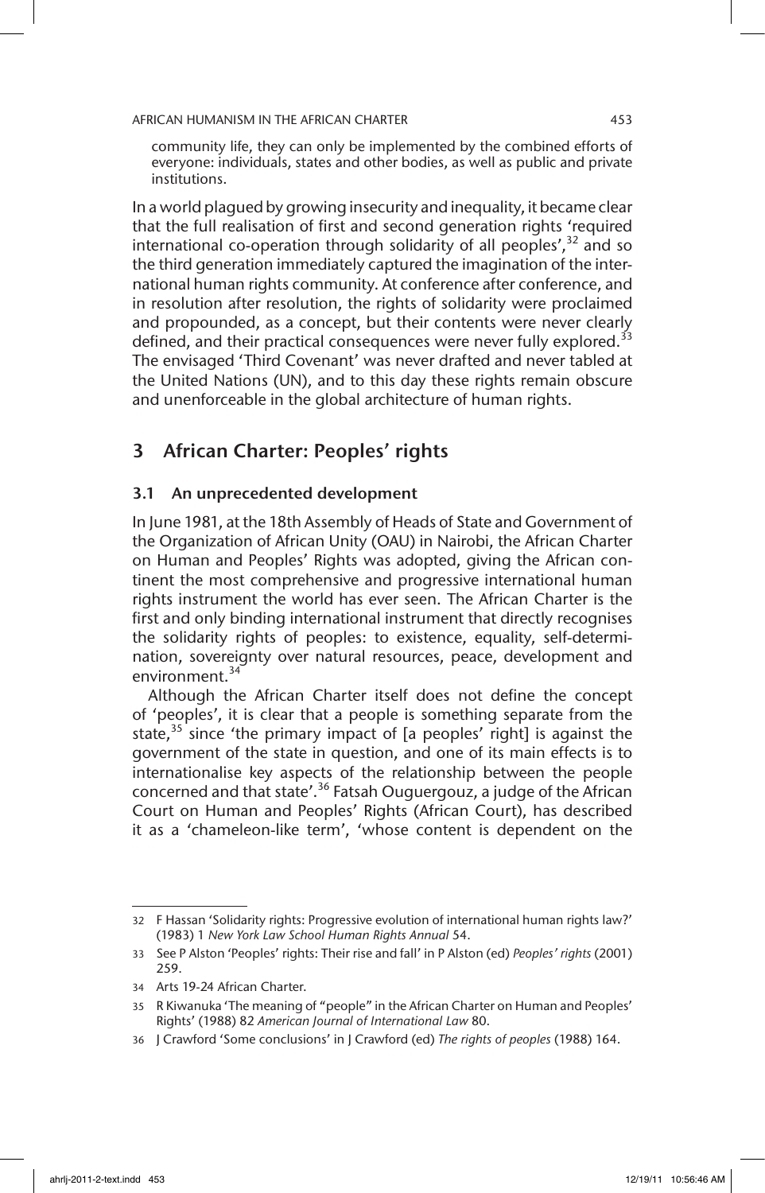community life, they can only be implemented by the combined efforts of everyone: individuals, states and other bodies, as well as public and private institutions.

In a world plagued by growing insecurity and inequality, it became clear that the full realisation of first and second generation rights 'required international co-operation through solidarity of all peoples',[32] and so the third generation immediately captured the imagination of the international human rights community. At conference after conference, and in resolution after resolution, the rights of solidarity were proclaimed and propounded, as a concept, but their contents were never clearly defined, and their practical consequences were never fully explored.[33] The envisaged 'Third Covenant' was never drafted and never tabled at the United Nations (UN), and to this day these rights remain obscure and unenforceable in the global architecture of human rights.

## 3 African Charter: Peoples' rights

### 3.1 An unprecedented development

In June 1981, at the 18th Assembly of Heads of State and Government of the Organization of African Unity (OAU) in Nairobi, the African Charter on Human and Peoples' Rights was adopted, giving the African continent the most comprehensive and progressive international human rights instrument the world has ever seen. The African Charter is the first and only binding international instrument that directly recognises the solidarity rights of peoples: to existence, equality, self-determination, sovereignty over natural resources, peace, development and environment.[34]

Although the African Charter itself does not define the concept of 'peoples', it is clear that a people is something separate from the state,[35] since 'the primary impact of [a peoples' right] is against the government of the state in question, and one of its main effects is to internationalise key aspects of the relationship between the people concerned and that state'.[36] Fatsah Ouguergouz, a judge of the African Court on Human and Peoples' Rights (African Court), has described it as a 'chameleon-like term', 'whose content is dependent on the

---

32 F Hassan 'Solidarity rights: Progressive evolution of international human rights law?' (1983) 1 *New York Law School Human Rights Annual* 54.

33 See P Alston 'Peoples' rights: Their rise and fall' in P Alston (ed) *Peoples' rights* (2001) 259.

34 Arts 19-24 African Charter.

35 R Kiwanuka 'The meaning of "people" in the African Charter on Human and Peoples' Rights' (1988) 82 *American Journal of International Law* 80.

36 J Crawford 'Some conclusions' in J Crawford (ed) *The rights of peoples* (1988) 164.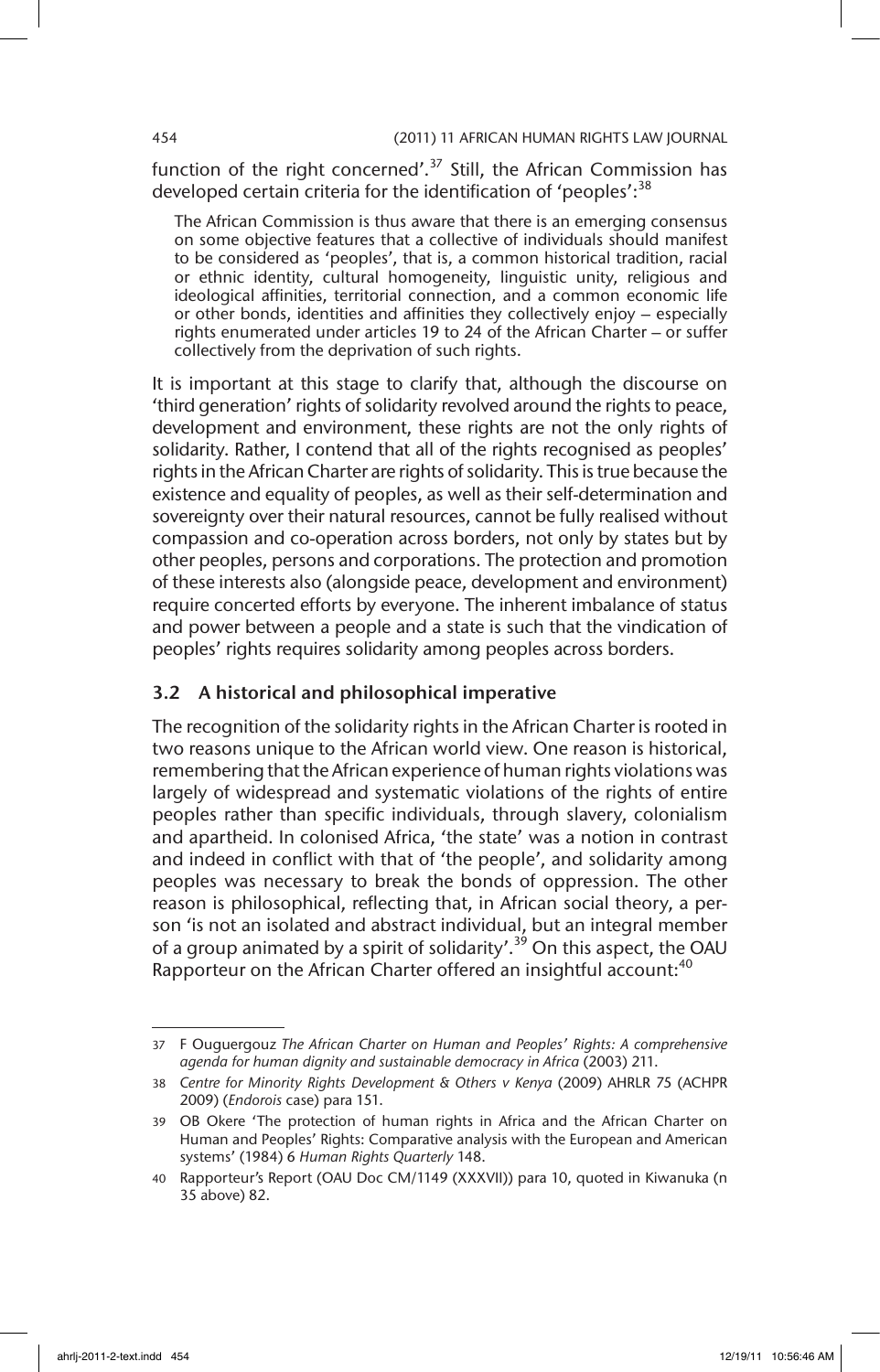function of the right concerned'.[37] Still, the African Commission has developed certain criteria for the identification of 'peoples':[38]

> The African Commission is thus aware that there is an emerging consensus on some objective features that a collective of individuals should manifest to be considered as 'peoples', that is, a common historical tradition, racial or ethnic identity, cultural homogeneity, linguistic unity, religious and ideological affinities, territorial connection, and a common economic life or other bonds, identities and affinities they collectively enjoy – especially rights enumerated under articles 19 to 24 of the African Charter – or suffer collectively from the deprivation of such rights.

It is important at this stage to clarify that, although the discourse on 'third generation' rights of solidarity revolved around the rights to peace, development and environment, these rights are not the only rights of solidarity. Rather, I contend that all of the rights recognised as peoples' rights in the African Charter are rights of solidarity. This is true because the existence and equality of peoples, as well as their self-determination and sovereignty over their natural resources, cannot be fully realised without compassion and co-operation across borders, not only by states but by other peoples, persons and corporations. The protection and promotion of these interests also (alongside peace, development and environment) require concerted efforts by everyone. The inherent imbalance of status and power between a people and a state is such that the vindication of peoples' rights requires solidarity among peoples across borders.

### 3.2 A historical and philosophical imperative

The recognition of the solidarity rights in the African Charter is rooted in two reasons unique to the African world view. One reason is historical, remembering that the African experience of human rights violations was largely of widespread and systematic violations of the rights of entire peoples rather than specific individuals, through slavery, colonialism and apartheid. In colonised Africa, 'the state' was a notion in contrast and indeed in conflict with that of 'the people', and solidarity among peoples was necessary to break the bonds of oppression. The other reason is philosophical, reflecting that, in African social theory, a person 'is not an isolated and abstract individual, but an integral member of a group animated by a spirit of solidarity'.[39] On this aspect, the OAU Rapporteur on the African Charter offered an insightful account:[40]

---

37 F Ouguergouz *The African Charter on Human and Peoples' Rights: A comprehensive agenda for human dignity and sustainable democracy in Africa* (2003) 211.

38 *Centre for Minority Rights Development & Others v Kenya* (2009) AHRLR 75 (ACHPR 2009) (*Endorois* case) para 151.

39 OB Okere 'The protection of human rights in Africa and the African Charter on Human and Peoples' Rights: Comparative analysis with the European and American systems' (1984) 6 *Human Rights Quarterly* 148.

40 Rapporteur's Report (OAU Doc CM/1149 (XXXVII)) para 10, quoted in Kiwanuka (n 35 above) 82.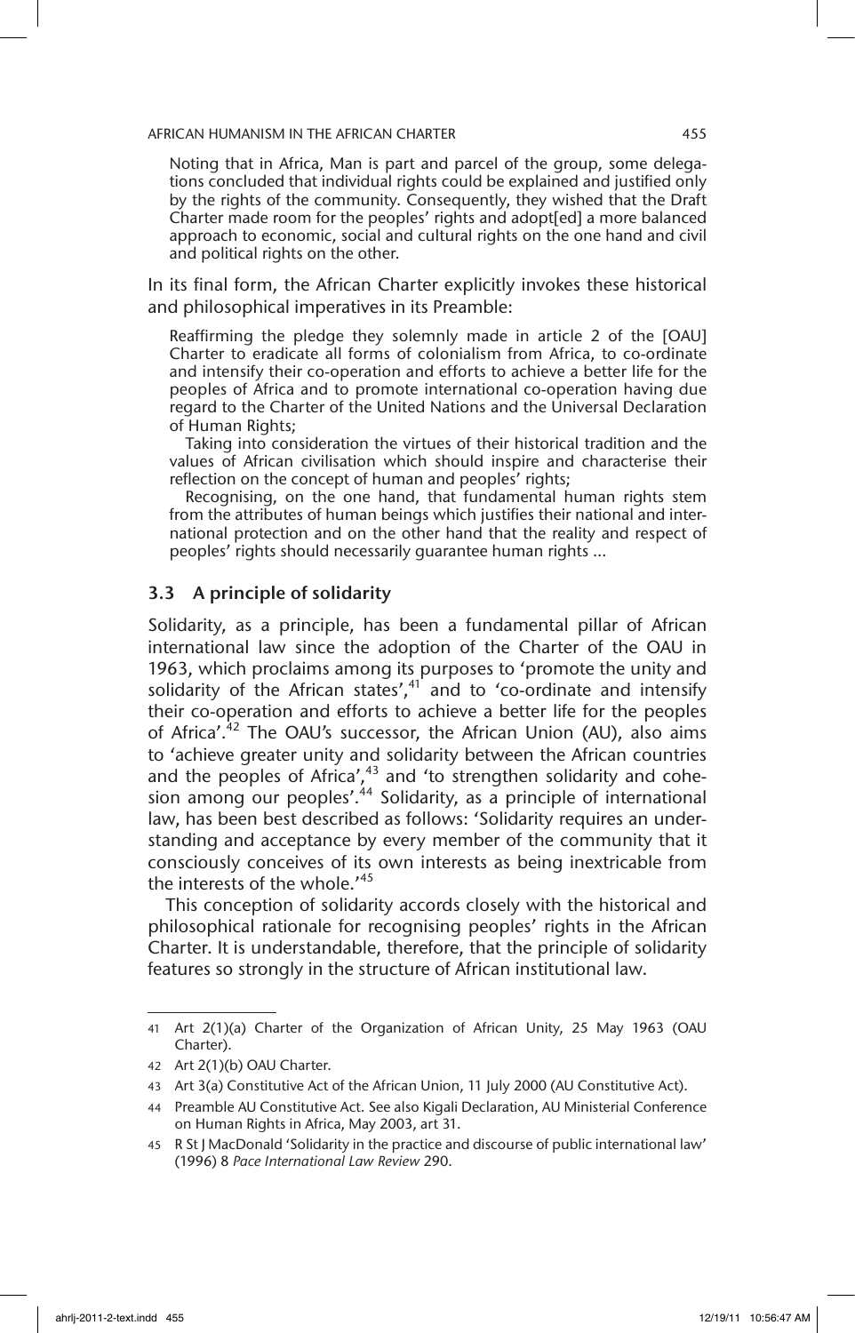> Noting that in Africa, Man is part and parcel of the group, some delegations concluded that individual rights could be explained and justified only by the rights of the community. Consequently, they wished that the Draft Charter made room for the peoples' rights and adopt[ed] a more balanced approach to economic, social and cultural rights on the one hand and civil and political rights on the other.

In its final form, the African Charter explicitly invokes these historical and philosophical imperatives in its Preamble:

> Reaffirming the pledge they solemnly made in article 2 of the [OAU] Charter to eradicate all forms of colonialism from Africa, to co-ordinate and intensify their co-operation and efforts to achieve a better life for the peoples of Africa and to promote international co-operation having due regard to the Charter of the United Nations and the Universal Declaration of Human Rights;
>
> Taking into consideration the virtues of their historical tradition and the values of African civilisation which should inspire and characterise their reflection on the concept of human and peoples' rights;
>
> Recognising, on the one hand, that fundamental human rights stem from the attributes of human beings which justifies their national and international protection and on the other hand that the reality and respect of peoples' rights should necessarily guarantee human rights ...

### 3.3 A principle of solidarity

Solidarity, as a principle, has been a fundamental pillar of African international law since the adoption of the Charter of the OAU in 1963, which proclaims among its purposes to 'promote the unity and solidarity of the African states',[41] and to 'co-ordinate and intensify their co-operation and efforts to achieve a better life for the peoples of Africa'.[42] The OAU's successor, the African Union (AU), also aims to 'achieve greater unity and solidarity between the African countries and the peoples of Africa',[43] and 'to strengthen solidarity and cohesion among our peoples'.[44] Solidarity, as a principle of international law, has been best described as follows: 'Solidarity requires an understanding and acceptance by every member of the community that it consciously conceives of its own interests as being inextricable from the interests of the whole.'[45]

This conception of solidarity accords closely with the historical and philosophical rationale for recognising peoples' rights in the African Charter. It is understandable, therefore, that the principle of solidarity features so strongly in the structure of African institutional law.

---

41 Art 2(1)(a) Charter of the Organization of African Unity, 25 May 1963 (OAU Charter).

42 Art 2(1)(b) OAU Charter.

43 Art 3(a) Constitutive Act of the African Union, 11 July 2000 (AU Constitutive Act).

44 Preamble AU Constitutive Act. See also Kigali Declaration, AU Ministerial Conference on Human Rights in Africa, May 2003, art 31.

45 R St J MacDonald 'Solidarity in the practice and discourse of public international law' (1996) 8 *Pace International Law Review* 290.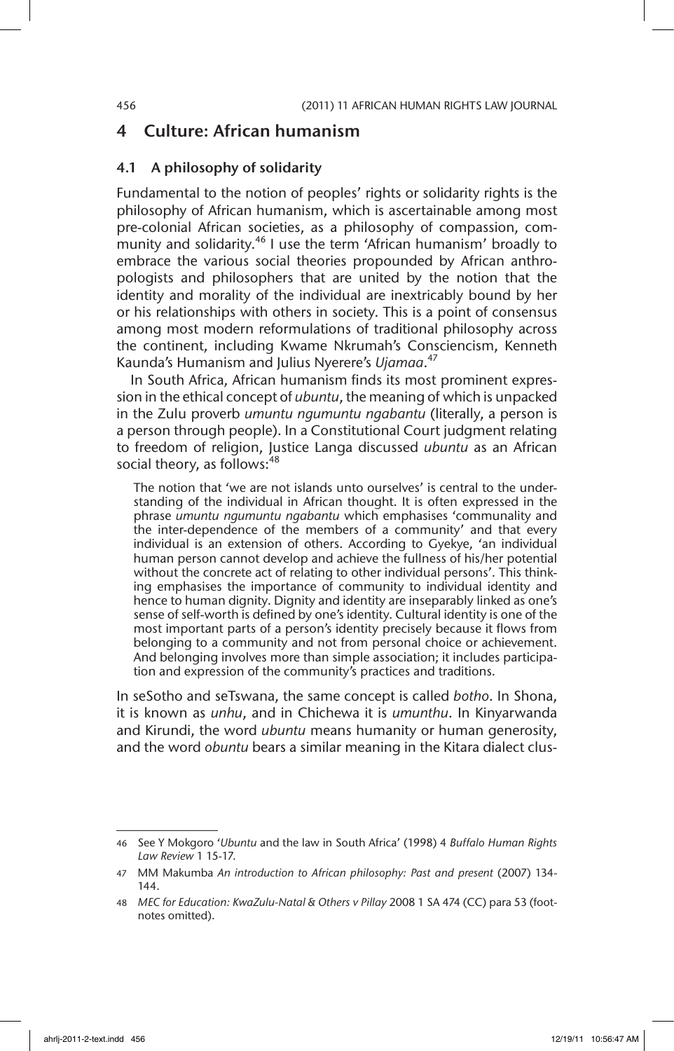## 4 Culture: African humanism

### 4.1 A philosophy of solidarity

Fundamental to the notion of peoples' rights or solidarity rights is the philosophy of African humanism, which is ascertainable among most pre-colonial African societies, as a philosophy of compassion, community and solidarity.[46] I use the term 'African humanism' broadly to embrace the various social theories propounded by African anthropologists and philosophers that are united by the notion that the identity and morality of the individual are inextricably bound by her or his relationships with others in society. This is a point of consensus among most modern reformulations of traditional philosophy across the continent, including Kwame Nkrumah's Consciencism, Kenneth Kaunda's Humanism and Julius Nyerere's *Ujamaa*.[47]

In South Africa, African humanism finds its most prominent expression in the ethical concept of *ubuntu*, the meaning of which is unpacked in the Zulu proverb *umuntu ngumuntu ngabantu* (literally, a person is a person through people). In a Constitutional Court judgment relating to freedom of religion, Justice Langa discussed *ubuntu* as an African social theory, as follows:[48]

> The notion that 'we are not islands unto ourselves' is central to the understanding of the individual in African thought. It is often expressed in the phrase *umuntu ngumuntu ngabantu* which emphasises 'communality and the inter-dependence of the members of a community' and that every individual is an extension of others. According to Gyekye, 'an individual human person cannot develop and achieve the fullness of his/her potential without the concrete act of relating to other individual persons'. This thinking emphasises the importance of community to individual identity and hence to human dignity. Dignity and identity are inseparably linked as one's sense of self-worth is defined by one's identity. Cultural identity is one of the most important parts of a person's identity precisely because it flows from belonging to a community and not from personal choice or achievement. And belonging involves more than simple association; it includes participation and expression of the community's practices and traditions.

In seSotho and seTswana, the same concept is called *botho*. In Shona, it is known as *unhu*, and in Chichewa it is *umunthu*. In Kinyarwanda and Kirundi, the word *ubuntu* means humanity or human generosity, and the word *obuntu* bears a similar meaning in the Kitara dialect clus-

---

46 See Y Mokgoro '*Ubuntu* and the law in South Africa' (1998) 4 *Buffalo Human Rights Law Review* 1 15-17.

47 MM Makumba *An introduction to African philosophy: Past and present* (2007) 134-144.

48 *MEC for Education: KwaZulu-Natal & Others v Pillay* 2008 1 SA 474 (CC) para 53 (footnotes omitted).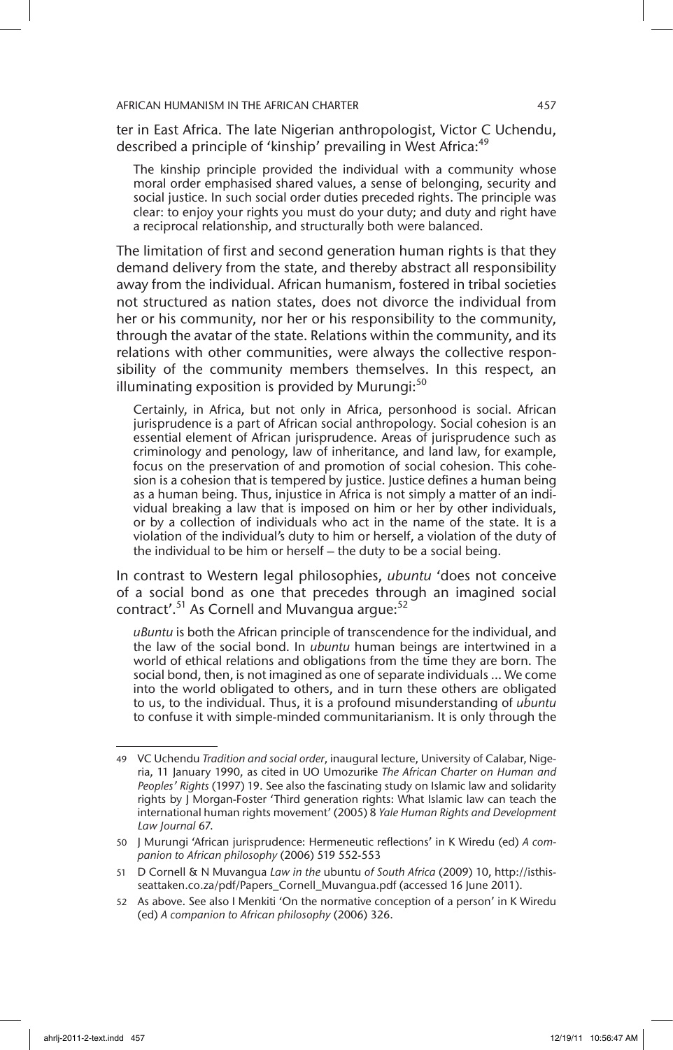ter in East Africa. The late Nigerian anthropologist, Victor C Uchendu, described a principle of 'kinship' prevailing in West Africa:[49]

> The kinship principle provided the individual with a community whose moral order emphasised shared values, a sense of belonging, security and social justice. In such social order duties preceded rights. The principle was clear: to enjoy your rights you must do your duty; and duty and right have a reciprocal relationship, and structurally both were balanced.

The limitation of first and second generation human rights is that they demand delivery from the state, and thereby abstract all responsibility away from the individual. African humanism, fostered in tribal societies not structured as nation states, does not divorce the individual from her or his community, nor her or his responsibility to the community, through the avatar of the state. Relations within the community, and its relations with other communities, were always the collective responsibility of the community members themselves. In this respect, an illuminating exposition is provided by Murungi:[50]

> Certainly, in Africa, but not only in Africa, personhood is social. African jurisprudence is a part of African social anthropology. Social cohesion is an essential element of African jurisprudence. Areas of jurisprudence such as criminology and penology, law of inheritance, and land law, for example, focus on the preservation of and promotion of social cohesion. This cohesion is a cohesion that is tempered by justice. Justice defines a human being as a human being. Thus, injustice in Africa is not simply a matter of an individual breaking a law that is imposed on him or her by other individuals, or by a collection of individuals who act in the name of the state. It is a violation of the individual's duty to him or herself, a violation of the duty of the individual to be him or herself – the duty to be a social being.

In contrast to Western legal philosophies, *ubuntu* 'does not conceive of a social bond as one that precedes through an imagined social contract'.[51] As Cornell and Muvangua argue:[52]

> *uBuntu* is both the African principle of transcendence for the individual, and the law of the social bond. In *ubuntu* human beings are intertwined in a world of ethical relations and obligations from the time they are born. The social bond, then, is not imagined as one of separate individuals ... We come into the world obligated to others, and in turn these others are obligated to us, to the individual. Thus, it is a profound misunderstanding of *ubuntu* to confuse it with simple-minded communitarianism. It is only through the

---

49 VC Uchendu *Tradition and social order*, inaugural lecture, University of Calabar, Nigeria, 11 January 1990, as cited in UO Umozurike *The African Charter on Human and Peoples' Rights* (1997) 19. See also the fascinating study on Islamic law and solidarity rights by J Morgan-Foster 'Third generation rights: What Islamic law can teach the international human rights movement' (2005) 8 *Yale Human Rights and Development Law Journal* 67.

50 J Murungi 'African jurisprudence: Hermeneutic reflections' in K Wiredu (ed) *A companion to African philosophy* (2006) 519 552-553

51 D Cornell & N Muvangua *Law in the* ubuntu *of South Africa* (2009) 10, http://isthisseattaken.co.za/pdf/Papers_Cornell_Muvangua.pdf (accessed 16 June 2011).

52 As above. See also I Menkiti 'On the normative conception of a person' in K Wiredu (ed) *A companion to African philosophy* (2006) 326.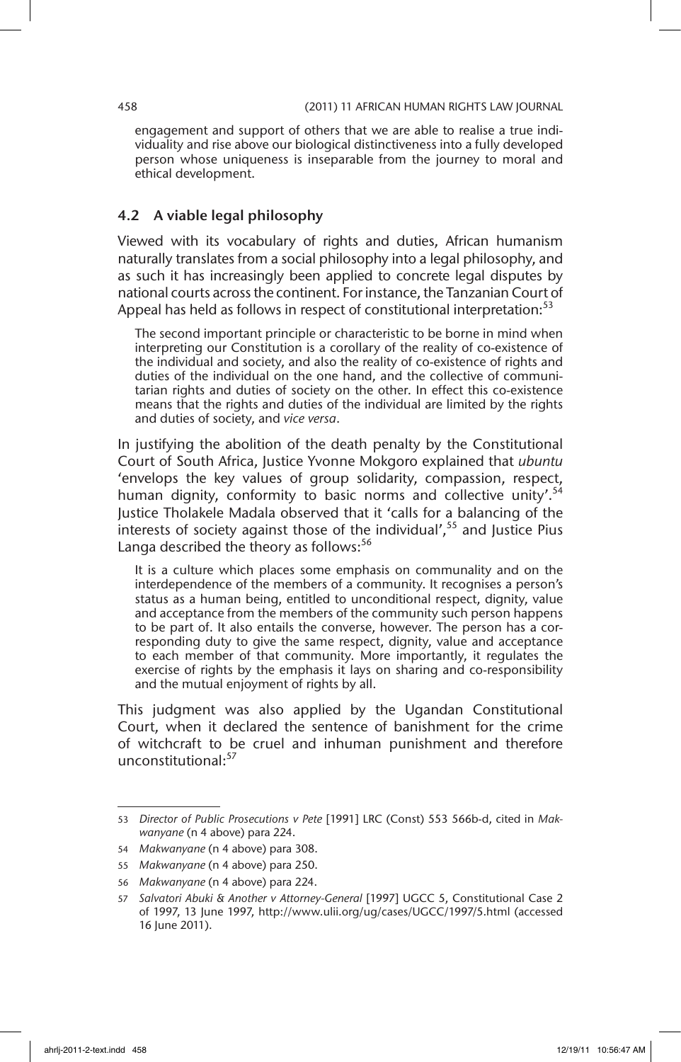engagement and support of others that we are able to realise a true individuality and rise above our biological distinctiveness into a fully developed person whose uniqueness is inseparable from the journey to moral and ethical development.

### 4.2 A viable legal philosophy

Viewed with its vocabulary of rights and duties, African humanism naturally translates from a social philosophy into a legal philosophy, and as such it has increasingly been applied to concrete legal disputes by national courts across the continent. For instance, the Tanzanian Court of Appeal has held as follows in respect of constitutional interpretation:[53]

> The second important principle or characteristic to be borne in mind when interpreting our Constitution is a corollary of the reality of co-existence of the individual and society, and also the reality of co-existence of rights and duties of the individual on the one hand, and the collective of communitarian rights and duties of society on the other. In effect this co-existence means that the rights and duties of the individual are limited by the rights and duties of society, and *vice versa*.

In justifying the abolition of the death penalty by the Constitutional Court of South Africa, Justice Yvonne Mokgoro explained that *ubuntu* 'envelops the key values of group solidarity, compassion, respect, human dignity, conformity to basic norms and collective unity'.[54] Justice Tholakele Madala observed that it 'calls for a balancing of the interests of society against those of the individual',[55] and Justice Pius Langa described the theory as follows:[56]

> It is a culture which places some emphasis on communality and on the interdependence of the members of a community. It recognises a person's status as a human being, entitled to unconditional respect, dignity, value and acceptance from the members of the community such person happens to be part of. It also entails the converse, however. The person has a corresponding duty to give the same respect, dignity, value and acceptance to each member of that community. More importantly, it regulates the exercise of rights by the emphasis it lays on sharing and co-responsibility and the mutual enjoyment of rights by all.

This judgment was also applied by the Ugandan Constitutional Court, when it declared the sentence of banishment for the crime of witchcraft to be cruel and inhuman punishment and therefore unconstitutional:[57]

---

53 *Director of Public Prosecutions v Pete* [1991] LRC (Const) 553 566b-d, cited in *Makwanyane* (n 4 above) para 224.

54 *Makwanyane* (n 4 above) para 308.

55 *Makwanyane* (n 4 above) para 250.

56 *Makwanyane* (n 4 above) para 224.

57 *Salvatori Abuki & Another v Attorney-General* [1997] UGCC 5, Constitutional Case 2 of 1997, 13 June 1997, http://www.ulii.org/ug/cases/UGCC/1997/5.html (accessed 16 June 2011).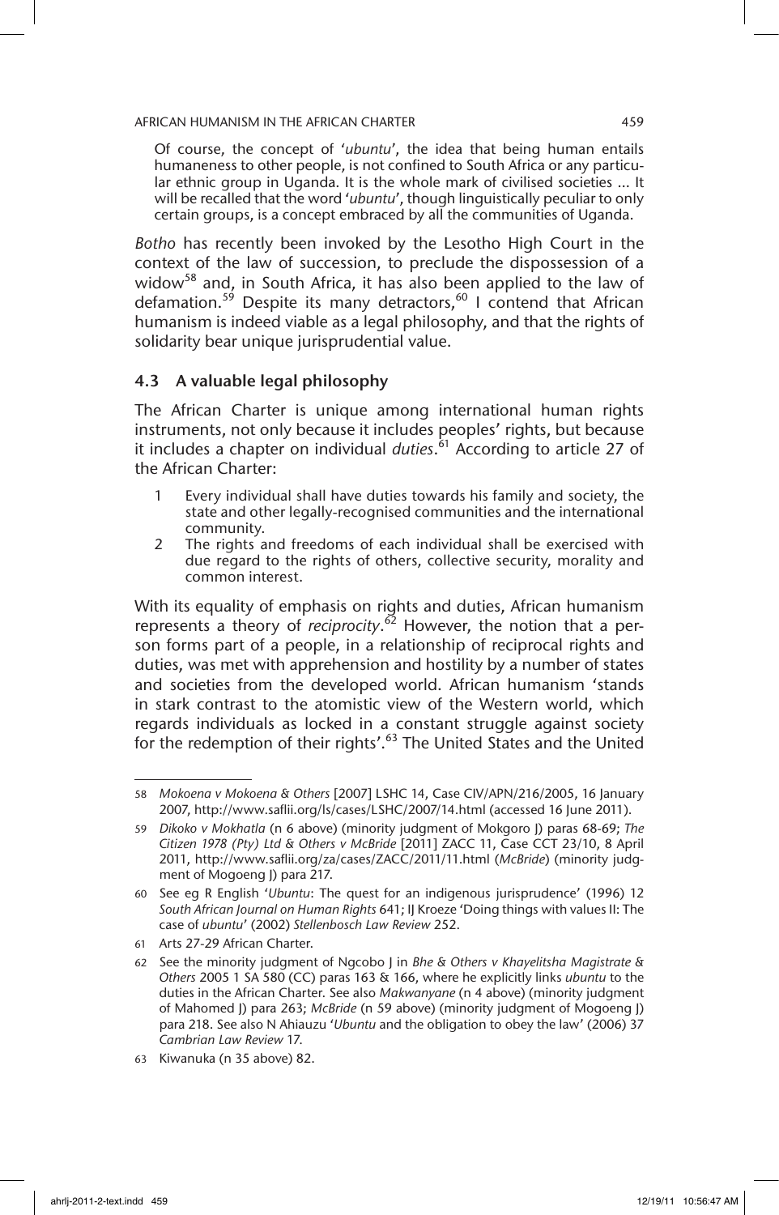> Of course, the concept of '*ubuntu*', the idea that being human entails humaneness to other people, is not confined to South Africa or any particular ethnic group in Uganda. It is the whole mark of civilised societies … It will be recalled that the word '*ubuntu*', though linguistically peculiar to only certain groups, is a concept embraced by all the communities of Uganda.

*Botho* has recently been invoked by the Lesotho High Court in the context of the law of succession, to preclude the dispossession of a widow[58] and, in South Africa, it has also been applied to the law of defamation.[59] Despite its many detractors,[60] I contend that African humanism is indeed viable as a legal philosophy, and that the rights of solidarity bear unique jurisprudential value.

### 4.3 A valuable legal philosophy

The African Charter is unique among international human rights instruments, not only because it includes peoples' rights, but because it includes a chapter on individual *duties*.[61] According to article 27 of the African Charter:

> 1 Every individual shall have duties towards his family and society, the state and other legally-recognised communities and the international community.
> 2 The rights and freedoms of each individual shall be exercised with due regard to the rights of others, collective security, morality and common interest.

With its equality of emphasis on rights and duties, African humanism represents a theory of *reciprocity*.[62] However, the notion that a person forms part of a people, in a relationship of reciprocal rights and duties, was met with apprehension and hostility by a number of states and societies from the developed world. African humanism 'stands in stark contrast to the atomistic view of the Western world, which regards individuals as locked in a constant struggle against society for the redemption of their rights'.[63] The United States and the United

---

58 *Mokoena v Mokoena & Others* [2007] LSHC 14, Case CIV/APN/216/2005, 16 January 2007, http://www.saflii.org/ls/cases/LSHC/2007/14.html (accessed 16 June 2011).

59 *Dikoko v Mokhatla* (n 6 above) (minority judgment of Mokgoro J) paras 68-69; *The Citizen 1978 (Pty) Ltd & Others v McBride* [2011] ZACC 11, Case CCT 23/10, 8 April 2011, http://www.saflii.org/za/cases/ZACC/2011/11.html (*McBride*) (minority judgment of Mogoeng J) para 217.

60 See eg R English '*Ubuntu*: The quest for an indigenous jurisprudence' (1996) 12 *South African Journal on Human Rights* 641; IJ Kroeze 'Doing things with values II: The case of *ubuntu*' (2002) *Stellenbosch Law Review* 252.

61 Arts 27-29 African Charter.

62 See the minority judgment of Ngcobo J in *Bhe & Others v Khayelitsha Magistrate & Others* 2005 1 SA 580 (CC) paras 163 & 166, where he explicitly links *ubuntu* to the duties in the African Charter. See also *Makwanyane* (n 4 above) (minority judgment of Mahomed J) para 263; *McBride* (n 59 above) (minority judgment of Mogoeng J) para 218. See also N Ahiauzu '*Ubuntu* and the obligation to obey the law' (2006) 37 *Cambrian Law Review* 17.

63 Kiwanuka (n 35 above) 82.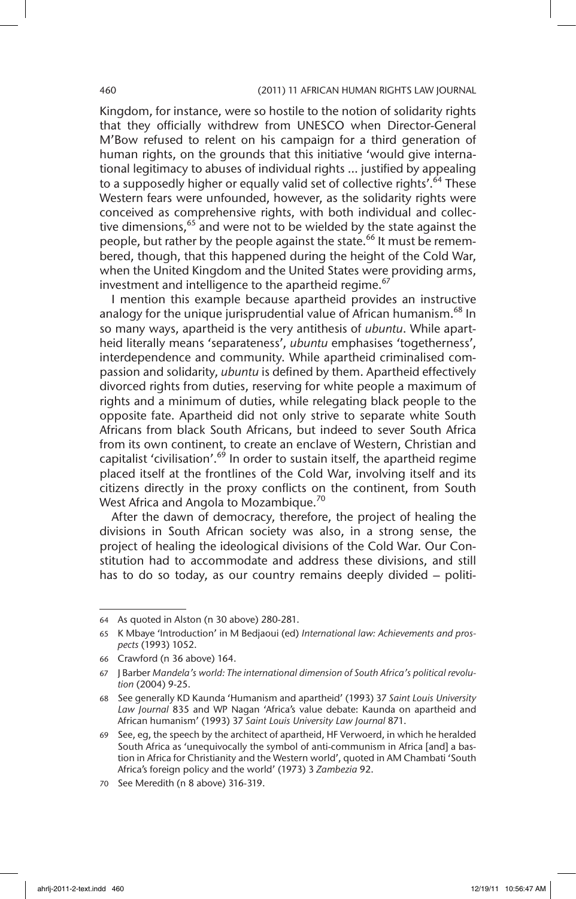Kingdom, for instance, were so hostile to the notion of solidarity rights that they officially withdrew from UNESCO when Director-General M'Bow refused to relent on his campaign for a third generation of human rights, on the grounds that this initiative 'would give international legitimacy to abuses of individual rights ... justified by appealing to a supposedly higher or equally valid set of collective rights'.[64] These Western fears were unfounded, however, as the solidarity rights were conceived as comprehensive rights, with both individual and collective dimensions,[65] and were not to be wielded by the state against the people, but rather by the people against the state.[66] It must be remembered, though, that this happened during the height of the Cold War, when the United Kingdom and the United States were providing arms, investment and intelligence to the apartheid regime.[67]

I mention this example because apartheid provides an instructive analogy for the unique jurisprudential value of African humanism.[68] In so many ways, apartheid is the very antithesis of *ubuntu*. While apartheid literally means 'separateness', *ubuntu* emphasises 'togetherness', interdependence and community. While apartheid criminalised compassion and solidarity, *ubuntu* is defined by them. Apartheid effectively divorced rights from duties, reserving for white people a maximum of rights and a minimum of duties, while relegating black people to the opposite fate. Apartheid did not only strive to separate white South Africans from black South Africans, but indeed to sever South Africa from its own continent, to create an enclave of Western, Christian and capitalist 'civilisation'.[69] In order to sustain itself, the apartheid regime placed itself at the frontlines of the Cold War, involving itself and its citizens directly in the proxy conflicts on the continent, from South West Africa and Angola to Mozambique.[70]

After the dawn of democracy, therefore, the project of healing the divisions in South African society was also, in a strong sense, the project of healing the ideological divisions of the Cold War. Our Constitution had to accommodate and address these divisions, and still has to do so today, as our country remains deeply divided – politi-

---

64 As quoted in Alston (n 30 above) 280-281.

65 K Mbaye 'Introduction' in M Bedjaoui (ed) *International law: Achievements and prospects* (1993) 1052.

66 Crawford (n 36 above) 164.

67 J Barber *Mandela's world: The international dimension of South Africa's political revolution* (2004) 9-25.

68 See generally KD Kaunda 'Humanism and apartheid' (1993) 37 *Saint Louis University Law Journal* 835 and WP Nagan 'Africa's value debate: Kaunda on apartheid and African humanism' (1993) 37 *Saint Louis University Law Journal* 871.

69 See, eg, the speech by the architect of apartheid, HF Verwoerd, in which he heralded South Africa as 'unequivocally the symbol of anti-communism in Africa [and] a bastion in Africa for Christianity and the Western world', quoted in AM Chambati 'South Africa's foreign policy and the world' (1973) 3 *Zambezia* 92.

70 See Meredith (n 8 above) 316-319.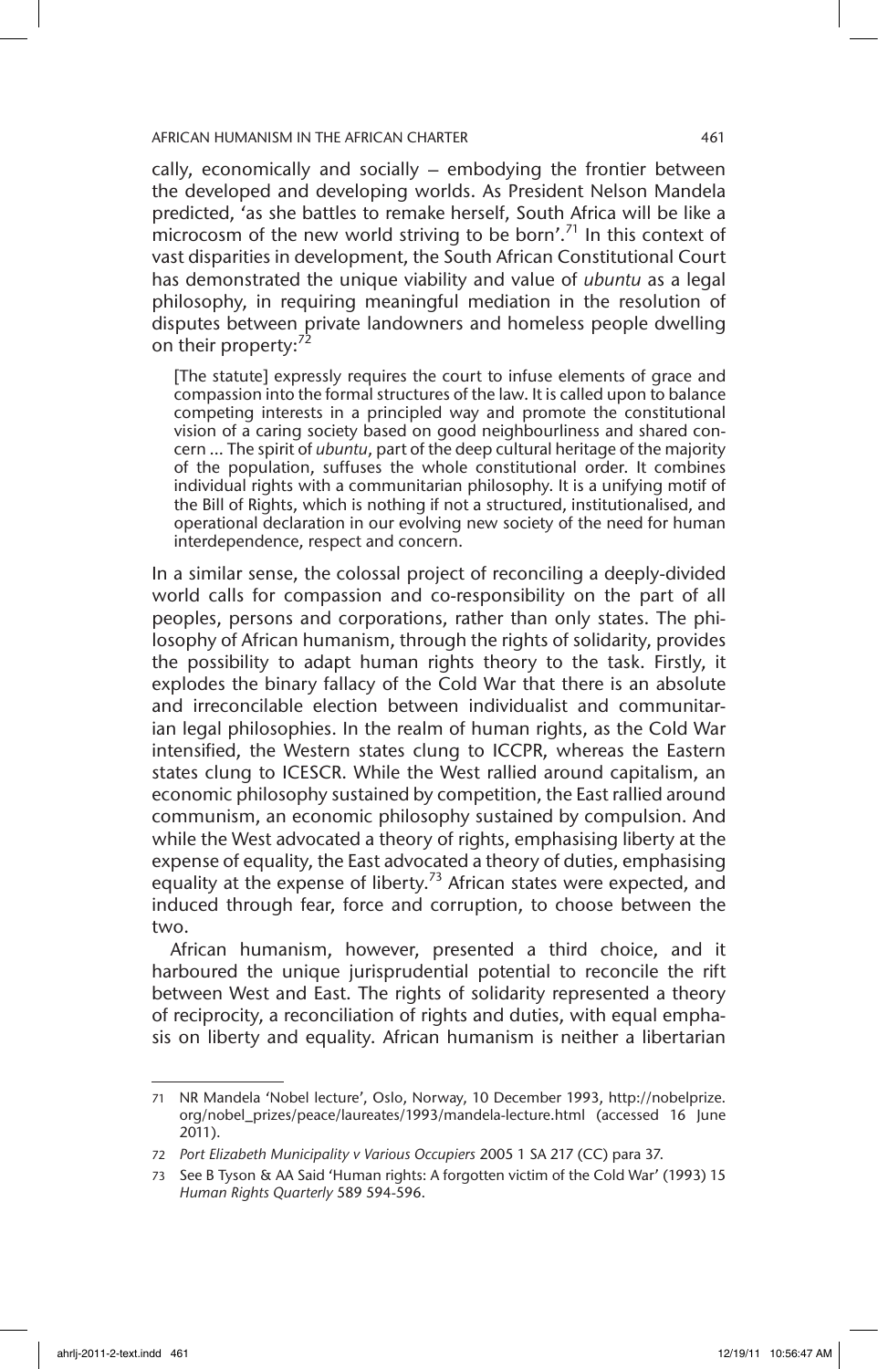cally, economically and socially – embodying the frontier between the developed and developing worlds. As President Nelson Mandela predicted, 'as she battles to remake herself, South Africa will be like a microcosm of the new world striving to be born'.[71] In this context of vast disparities in development, the South African Constitutional Court has demonstrated the unique viability and value of *ubuntu* as a legal philosophy, in requiring meaningful mediation in the resolution of disputes between private landowners and homeless people dwelling on their property:[72]

> [The statute] expressly requires the court to infuse elements of grace and compassion into the formal structures of the law. It is called upon to balance competing interests in a principled way and promote the constitutional vision of a caring society based on good neighbourliness and shared concern ... The spirit of *ubuntu*, part of the deep cultural heritage of the majority of the population, suffuses the whole constitutional order. It combines individual rights with a communitarian philosophy. It is a unifying motif of the Bill of Rights, which is nothing if not a structured, institutionalised, and operational declaration in our evolving new society of the need for human interdependence, respect and concern.

In a similar sense, the colossal project of reconciling a deeply-divided world calls for compassion and co-responsibility on the part of all peoples, persons and corporations, rather than only states. The philosophy of African humanism, through the rights of solidarity, provides the possibility to adapt human rights theory to the task. Firstly, it explodes the binary fallacy of the Cold War that there is an absolute and irreconcilable election between individualist and communitarian legal philosophies. In the realm of human rights, as the Cold War intensified, the Western states clung to ICCPR, whereas the Eastern states clung to ICESCR. While the West rallied around capitalism, an economic philosophy sustained by competition, the East rallied around communism, an economic philosophy sustained by compulsion. And while the West advocated a theory of rights, emphasising liberty at the expense of equality, the East advocated a theory of duties, emphasising equality at the expense of liberty.[73] African states were expected, and induced through fear, force and corruption, to choose between the two.

African humanism, however, presented a third choice, and it harboured the unique jurisprudential potential to reconcile the rift between West and East. The rights of solidarity represented a theory of reciprocity, a reconciliation of rights and duties, with equal emphasis on liberty and equality. African humanism is neither a libertarian

---

71 NR Mandela 'Nobel lecture', Oslo, Norway, 10 December 1993, http://nobelprize.org/nobel_prizes/peace/laureates/1993/mandela-lecture.html (accessed 16 June 2011).

72 *Port Elizabeth Municipality v Various Occupiers* 2005 1 SA 217 (CC) para 37.

73 See B Tyson & AA Said 'Human rights: A forgotten victim of the Cold War' (1993) 15 *Human Rights Quarterly* 589 594-596.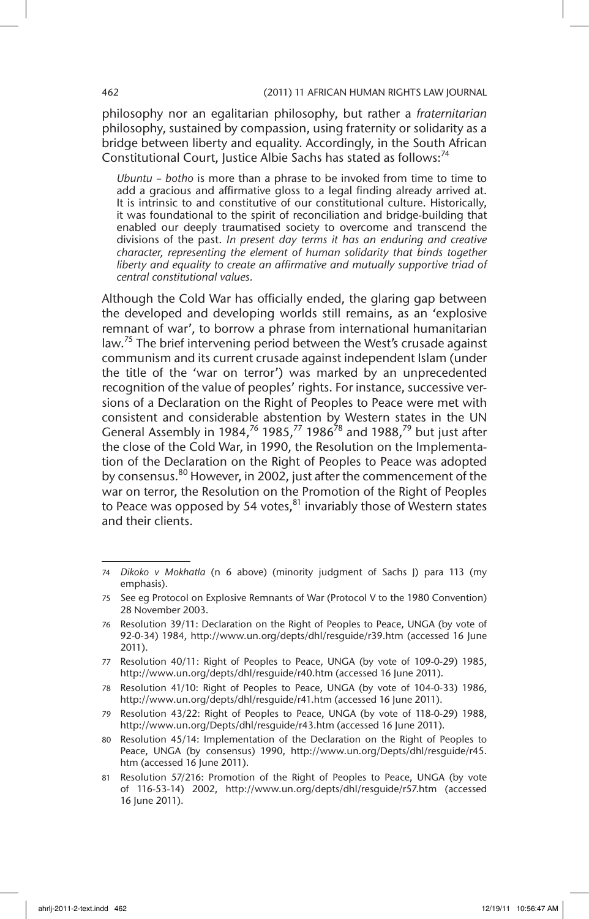philosophy nor an egalitarian philosophy, but rather a *fraternitarian* philosophy, sustained by compassion, using fraternity or solidarity as a bridge between liberty and equality. Accordingly, in the South African Constitutional Court, Justice Albie Sachs has stated as follows:[74]

> *Ubuntu – botho* is more than a phrase to be invoked from time to time to add a gracious and affirmative gloss to a legal finding already arrived at. It is intrinsic to and constitutive of our constitutional culture. Historically, it was foundational to the spirit of reconciliation and bridge-building that enabled our deeply traumatised society to overcome and transcend the divisions of the past. *In present day terms it has an enduring and creative character, representing the element of human solidarity that binds together liberty and equality to create an affirmative and mutually supportive triad of central constitutional values.*

Although the Cold War has officially ended, the glaring gap between the developed and developing worlds still remains, as an 'explosive remnant of war', to borrow a phrase from international humanitarian law.[75] The brief intervening period between the West's crusade against communism and its current crusade against independent Islam (under the title of the 'war on terror') was marked by an unprecedented recognition of the value of peoples' rights. For instance, successive versions of a Declaration on the Right of Peoples to Peace were met with consistent and considerable abstention by Western states in the UN General Assembly in 1984,[76] 1985,[77] 1986[78] and 1988,[79] but just after the close of the Cold War, in 1990, the Resolution on the Implementation of the Declaration on the Right of Peoples to Peace was adopted by consensus.[80] However, in 2002, just after the commencement of the war on terror, the Resolution on the Promotion of the Right of Peoples to Peace was opposed by 54 votes,[81] invariably those of Western states and their clients.

---

74 *Dikoko v Mokhatla* (n 6 above) (minority judgment of Sachs J) para 113 (my emphasis).

75 See eg Protocol on Explosive Remnants of War (Protocol V to the 1980 Convention) 28 November 2003.

76 Resolution 39/11: Declaration on the Right of Peoples to Peace, UNGA (by vote of 92-0-34) 1984, http://www.un.org/depts/dhl/resguide/r39.htm (accessed 16 June 2011).

77 Resolution 40/11: Right of Peoples to Peace, UNGA (by vote of 109-0-29) 1985, http://www.un.org/depts/dhl/resguide/r40.htm (accessed 16 June 2011).

78 Resolution 41/10: Right of Peoples to Peace, UNGA (by vote of 104-0-33) 1986, http://www.un.org/depts/dhl/resguide/r41.htm (accessed 16 June 2011).

79 Resolution 43/22: Right of Peoples to Peace, UNGA (by vote of 118-0-29) 1988, http://www.un.org/Depts/dhl/resguide/r43.htm (accessed 16 June 2011).

80 Resolution 45/14: Implementation of the Declaration on the Right of Peoples to Peace, UNGA (by consensus) 1990, http://www.un.org/Depts/dhl/resguide/r45.htm (accessed 16 June 2011).

81 Resolution 57/216: Promotion of the Right of Peoples to Peace, UNGA (by vote of 116-53-14) 2002, http://www.un.org/depts/dhl/resguide/r57.htm (accessed 16 June 2011).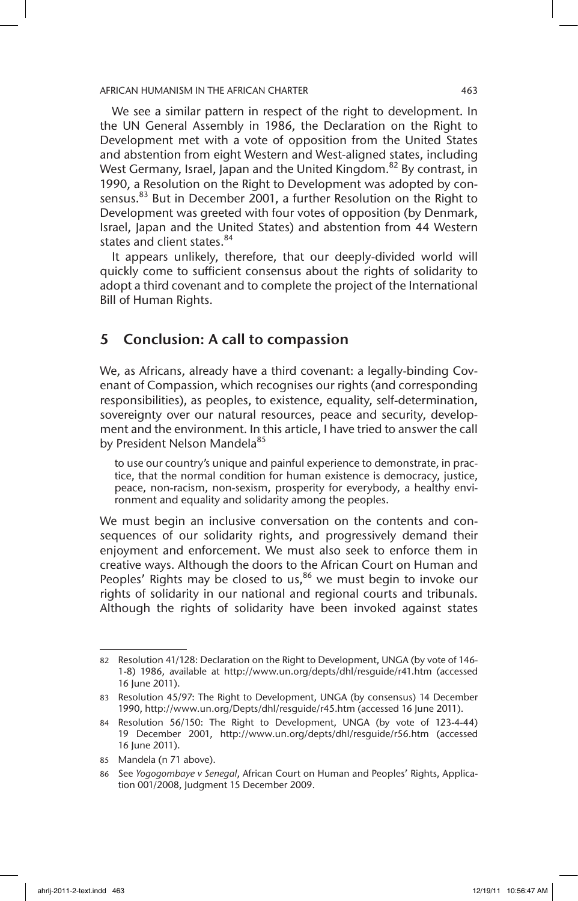We see a similar pattern in respect of the right to development. In the UN General Assembly in 1986, the Declaration on the Right to Development met with a vote of opposition from the United States and abstention from eight Western and West-aligned states, including West Germany, Israel, Japan and the United Kingdom.[82] By contrast, in 1990, a Resolution on the Right to Development was adopted by consensus.[83] But in December 2001, a further Resolution on the Right to Development was greeted with four votes of opposition (by Denmark, Israel, Japan and the United States) and abstention from 44 Western states and client states.[84]

It appears unlikely, therefore, that our deeply-divided world will quickly come to sufficient consensus about the rights of solidarity to adopt a third covenant and to complete the project of the International Bill of Human Rights.

## 5 Conclusion: A call to compassion

We, as Africans, already have a third covenant: a legally-binding Covenant of Compassion, which recognises our rights (and corresponding responsibilities), as peoples, to existence, equality, self-determination, sovereignty over our natural resources, peace and security, development and the environment. In this article, I have tried to answer the call by President Nelson Mandela[85]

> to use our country's unique and painful experience to demonstrate, in practice, that the normal condition for human existence is democracy, justice, peace, non-racism, non-sexism, prosperity for everybody, a healthy environment and equality and solidarity among the peoples.

We must begin an inclusive conversation on the contents and consequences of our solidarity rights, and progressively demand their enjoyment and enforcement. We must also seek to enforce them in creative ways. Although the doors to the African Court on Human and Peoples' Rights may be closed to us,[86] we must begin to invoke our rights of solidarity in our national and regional courts and tribunals. Although the rights of solidarity have been invoked against states

---

82 Resolution 41/128: Declaration on the Right to Development, UNGA (by vote of 146-1-8) 1986, available at http://www.un.org/depts/dhl/resguide/r41.htm (accessed 16 June 2011).

83 Resolution 45/97: The Right to Development, UNGA (by consensus) 14 December 1990, http://www.un.org/Depts/dhl/resguide/r45.htm (accessed 16 June 2011).

84 Resolution 56/150: The Right to Development, UNGA (by vote of 123-4-44) 19 December 2001, http://www.un.org/depts/dhl/resguide/r56.htm (accessed 16 June 2011).

85 Mandela (n 71 above).

86 See *Yogogombaye v Senegal*, African Court on Human and Peoples' Rights, Application 001/2008, Judgment 15 December 2009.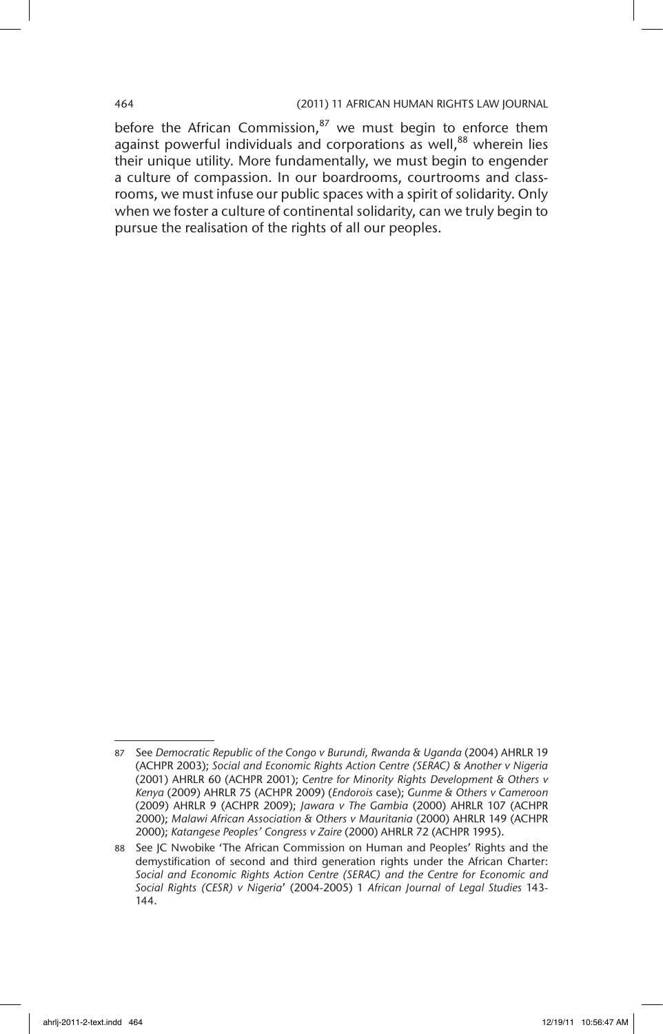before the African Commission,[87] we must begin to enforce them against powerful individuals and corporations as well,[88] wherein lies their unique utility. More fundamentally, we must begin to engender a culture of compassion. In our boardrooms, courtrooms and classrooms, we must infuse our public spaces with a spirit of solidarity. Only when we foster a culture of continental solidarity, can we truly begin to pursue the realisation of the rights of all our peoples.

---

87 See *Democratic Republic of the Congo v Burundi, Rwanda & Uganda* (2004) AHRLR 19 (ACHPR 2003); *Social and Economic Rights Action Centre (SERAC) & Another v Nigeria* (2001) AHRLR 60 (ACHPR 2001); *Centre for Minority Rights Development & Others v Kenya* (2009) AHRLR 75 (ACHPR 2009) (*Endorois* case); *Gunme & Others v Cameroon* (2009) AHRLR 9 (ACHPR 2009); *Jawara v The Gambia* (2000) AHRLR 107 (ACHPR 2000); *Malawi African Association & Others v Mauritania* (2000) AHRLR 149 (ACHPR 2000); *Katangese Peoples' Congress v Zaire* (2000) AHRLR 72 (ACHPR 1995).

88 See JC Nwobike 'The African Commission on Human and Peoples' Rights and the demystification of second and third generation rights under the African Charter: *Social and Economic Rights Action Centre (SERAC) and the Centre for Economic and Social Rights (CESR) v Nigeria*' (2004-2005) 1 *African Journal of Legal Studies* 143-144.